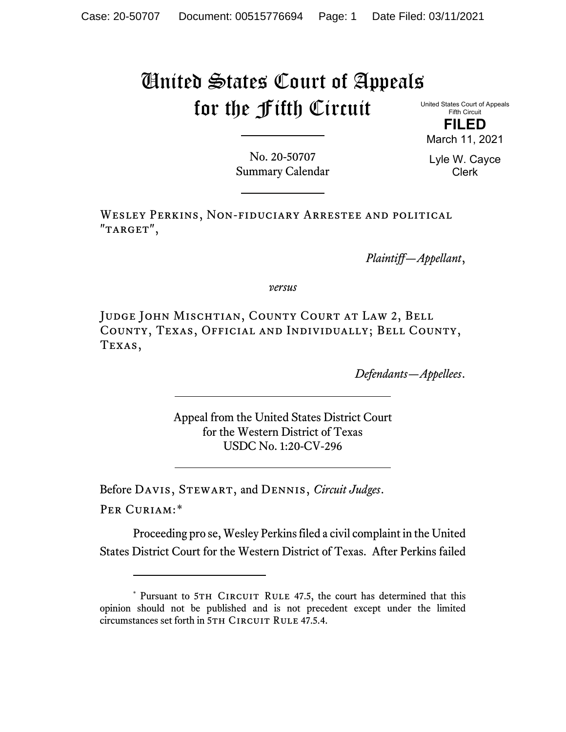# United States Court of Appeals for the Fifth Circuit

United States Court of Appeals
Fifth Circuit

**FILED**

March 11, 2021

Lyle W. Cayce
Clerk

No. 20-50707
Summary Calendar

Wesley Perkins, Non-fiduciary Arrestee and political "target",

*Plaintiff—Appellant*,

*versus*

Judge John Mischtian, County Court at Law 2, Bell County, Texas, Official and Individually; Bell County, Texas,

*Defendants—Appellees*.

Appeal from the United States District Court
for the Western District of Texas
USDC No. 1:20-CV-296

Before Davis, Stewart, and Dennis, *Circuit Judges*.

Per Curiam:*

Proceeding pro se, Wesley Perkins filed a civil complaint in the United States District Court for the Western District of Texas. After Perkins failed

* Pursuant to 5th Circuit Rule 47.5, the court has determined that this opinion should not be published and is not precedent except under the limited circumstances set forth in 5th Circuit Rule 47.5.4.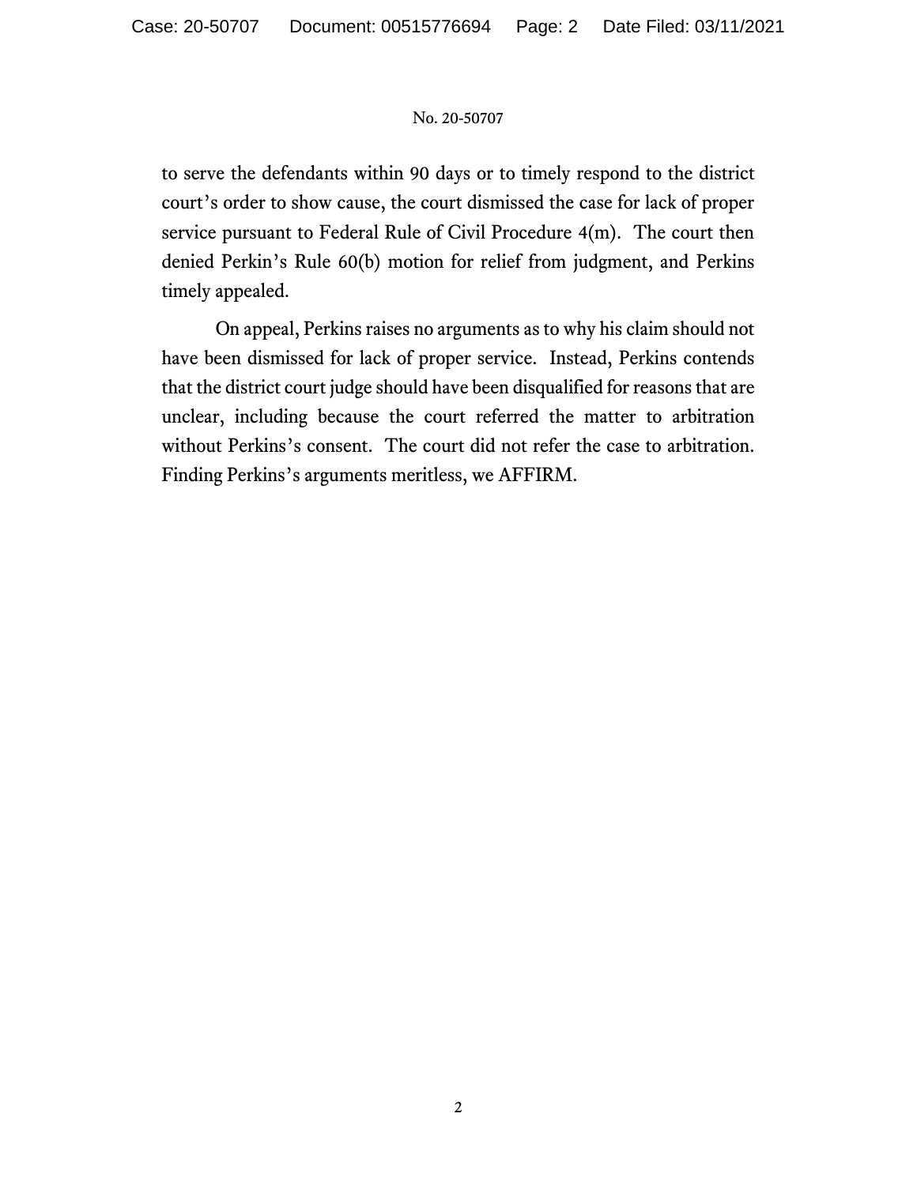to serve the defendants within 90 days or to timely respond to the district court's order to show cause, the court dismissed the case for lack of proper service pursuant to Federal Rule of Civil Procedure 4(m). The court then denied Perkin's Rule 60(b) motion for relief from judgment, and Perkins timely appealed.

On appeal, Perkins raises no arguments as to why his claim should not have been dismissed for lack of proper service. Instead, Perkins contends that the district court judge should have been disqualified for reasons that are unclear, including because the court referred the matter to arbitration without Perkins's consent. The court did not refer the case to arbitration. Finding Perkins's arguments meritless, we AFFIRM.